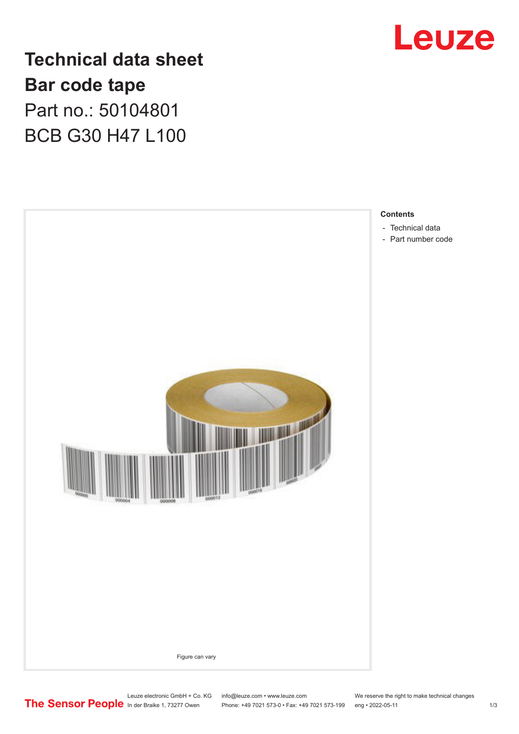# Technical data sheet
# Bar code tape
## Part no.: 50104801
## BCB G30 H47 L100

Figure can vary

**Contents**

- Technical data
- Part number code

Leuze electronic GmbH + Co. KG
In der Braike 1, 73277 Owen

info@leuze.com • www.leuze.com
Phone: +49 7021 573-0 • Fax: +49 7021 573-199

We reserve the right to make technical changes
eng • 2022-05-11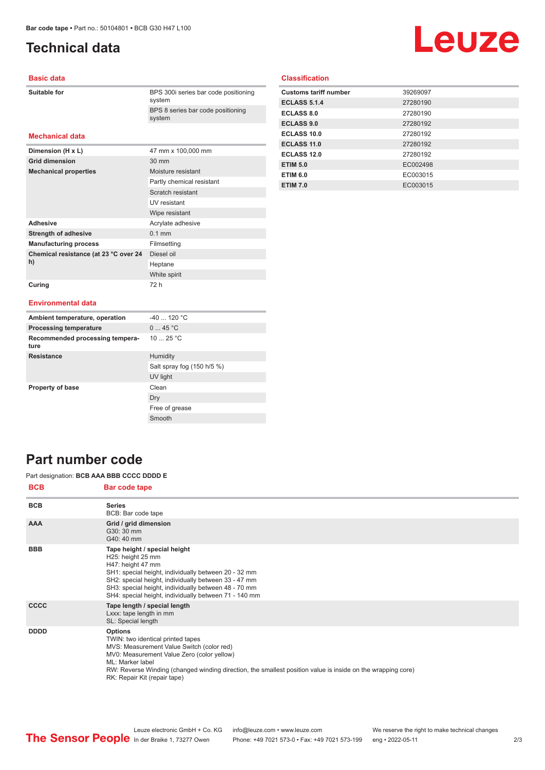# Technical data

## Basic data

| | |
|---|---|
| **Suitable for** | BPS 300i series bar code positioning system |
| | BPS 8 series bar code positioning system |

## Mechanical data

| | |
|---|---|
| **Dimension (H x L)** | 47 mm x 100,000 mm |
| **Grid dimension** | 30 mm |
| **Mechanical properties** | Moisture resistant |
| | Partly chemical resistant |
| | Scratch resistant |
| | UV resistant |
| | Wipe resistant |
| **Adhesive** | Acrylate adhesive |
| **Strength of adhesive** | 0.1 mm |
| **Manufacturing process** | Filmsetting |
| **Chemical resistance (at 23 °C over 24 h)** | Diesel oil |
| | Heptane |
| | White spirit |
| **Curing** | 72 h |

## Environmental data

| | |
|---|---|
| **Ambient temperature, operation** | -40 ... 120 °C |
| **Processing temperature** | 0 ... 45 °C |
| **Recommended processing temperature** | 10 ... 25 °C |
| **Resistance** | Humidity |
| | Salt spray fog (150 h/5 %) |
| | UV light |
| **Property of base** | Clean |
| | Dry |
| | Free of grease |
| | Smooth |

## Classification

| | |
|---|---|
| **Customs tariff number** | 39269097 |
| **ECLASS 5.1.4** | 27280190 |
| **ECLASS 8.0** | 27280190 |
| **ECLASS 9.0** | 27280192 |
| **ECLASS 10.0** | 27280192 |
| **ECLASS 11.0** | 27280192 |
| **ECLASS 12.0** | 27280192 |
| **ETIM 5.0** | EC002498 |
| **ETIM 6.0** | EC003015 |
| **ETIM 7.0** | EC003015 |

# Part number code

Part designation: **BCB AAA BBB CCCC DDDD E**

| BCB | Bar code tape |
|---|---|
| **BCB** | **Series**<br>BCB: Bar code tape |
| **AAA** | **Grid / grid dimension**<br>G30: 30 mm<br>G40: 40 mm |
| **BBB** | **Tape height / special height**<br>H25: height 25 mm<br>H47: height 47 mm<br>SH1: special height, individually between 20 - 32 mm<br>SH2: special height, individually between 33 - 47 mm<br>SH3: special height, individually between 48 - 70 mm<br>SH4: special height, individually between 71 - 140 mm |
| **CCCC** | **Tape length / special length**<br>Lxxx: tape length in mm<br>SL: Special length |
| **DDDD** | **Options**<br>TWIN: two identical printed tapes<br>MVS: Measurement Value Switch (color red)<br>MV0: Measurement Value Zero (color yellow)<br>ML: Marker label<br>RW: Reverse Winding (changed winding direction, the smallest position value is inside on the wrapping core)<br>RK: Repair Kit (repair tape) |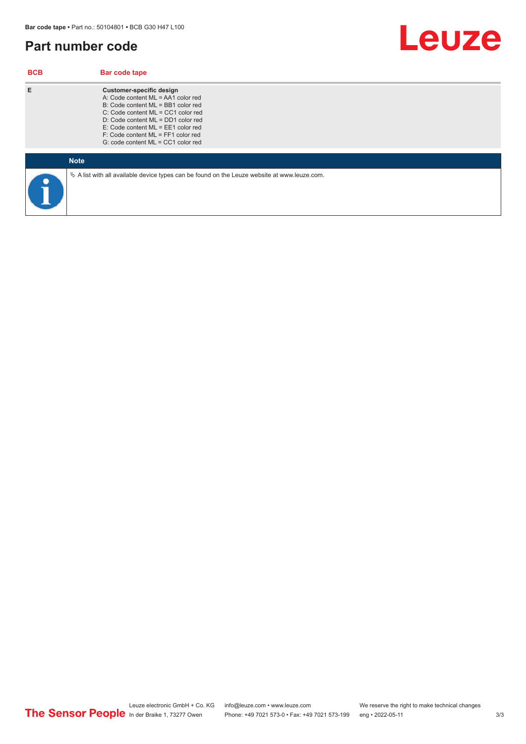# Part number code

| BCB | Bar code tape |
| --- | --- |
| E | **Customer-specific design**<br>A: Code content ML = AA1 color red<br>B: Code content ML = BB1 color red<br>C: Code content ML = CC1 color red<br>D: Code content ML = DD1 color red<br>E: Code content ML = EE1 color red<br>F: Code content ML = FF1 color red<br>G: code content ML = CC1 color red |

**Note**

↳ A list with all available device types can be found on the Leuze website at www.leuze.com.